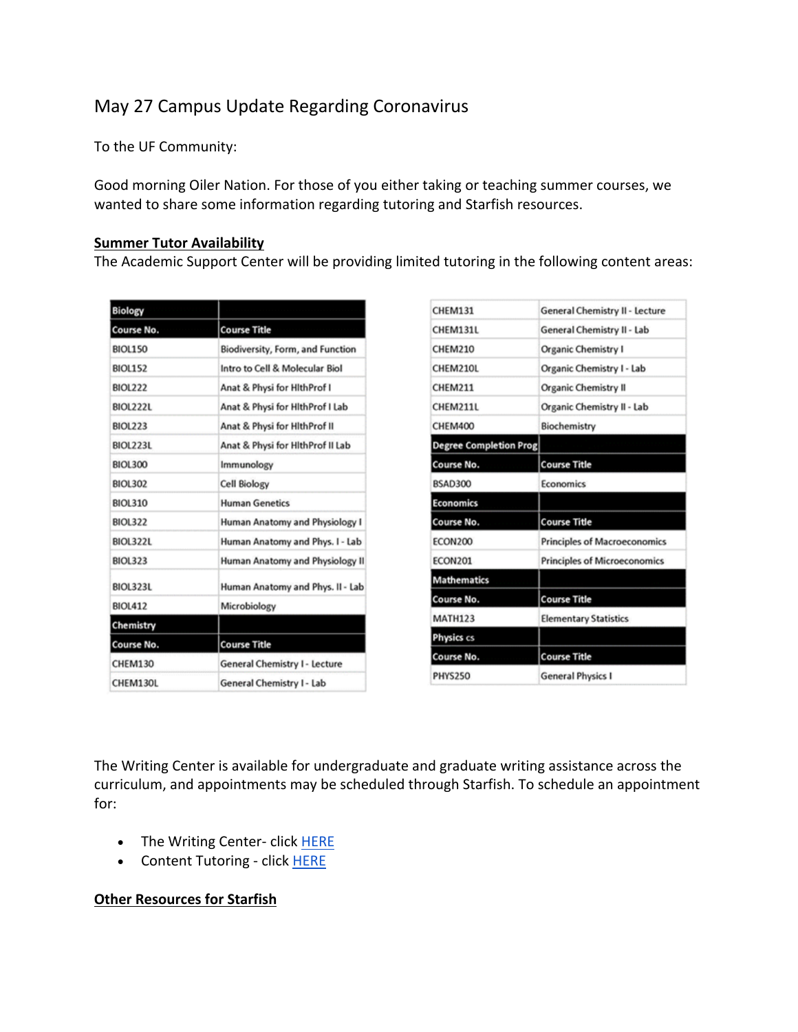# May 27 Campus Update Regarding Coronavirus

To the UF Community:

Good morning Oiler Nation. For those of you either taking or teaching summer courses, we wanted to share some information regarding tutoring and Starfish resources.

**Summer Tutor Availability**

The Academic Support Center will be providing limited tutoring in the following content areas:

| **Biology** | |
|---|---|
| **Course No.** | **Course Title** |
| BIOL150 | Biodiversity, Form, and Function |
| BIOL152 | Intro to Cell & Molecular Biol |
| BIOL222 | Anat & Physi for HlthProf I |
| BIOL222L | Anat & Physi for HlthProf I Lab |
| BIOL223 | Anat & Physi for HlthProf II |
| BIOL223L | Anat & Physi for HlthProf II Lab |
| BIOL300 | Immunology |
| BIOL302 | Cell Biology |
| BIOL310 | Human Genetics |
| BIOL322 | Human Anatomy and Physiology I |
| BIOL322L | Human Anatomy and Phys. I - Lab |
| BIOL323 | Human Anatomy and Physiology II |
| BIOL323L | Human Anatomy and Phys. II - Lab |
| BIOL412 | Microbiology |
| **Chemistry** | |
| **Course No.** | **Course Title** |
| CHEM130 | General Chemistry I - Lecture |
| CHEM130L | General Chemistry I - Lab |
| CHEM131 | General Chemistry II - Lecture |
| CHEM131L | General Chemistry II - Lab |
| CHEM210 | Organic Chemistry I |
| CHEM210L | Organic Chemistry I - Lab |
| CHEM211 | Organic Chemistry II |
| CHEM211L | Organic Chemistry II - Lab |
| CHEM400 | Biochemistry |
| **Degree Completion Prog** | |
| **Course No.** | **Course Title** |
| BSAD300 | Economics |
| **Economics** | |
| **Course No.** | **Course Title** |
| ECON200 | Principles of Macroeconomics |
| ECON201 | Principles of Microeconomics |
| **Mathematics** | |
| **Course No.** | **Course Title** |
| MATH123 | Elementary Statistics |
| **Physics cs** | |
| **Course No.** | **Course Title** |
| PHYS250 | General Physics I |

The Writing Center is available for undergraduate and graduate writing assistance across the curriculum, and appointments may be scheduled through Starfish. To schedule an appointment for:

- The Writing Center- click HERE
- Content Tutoring - click HERE

**Other Resources for Starfish**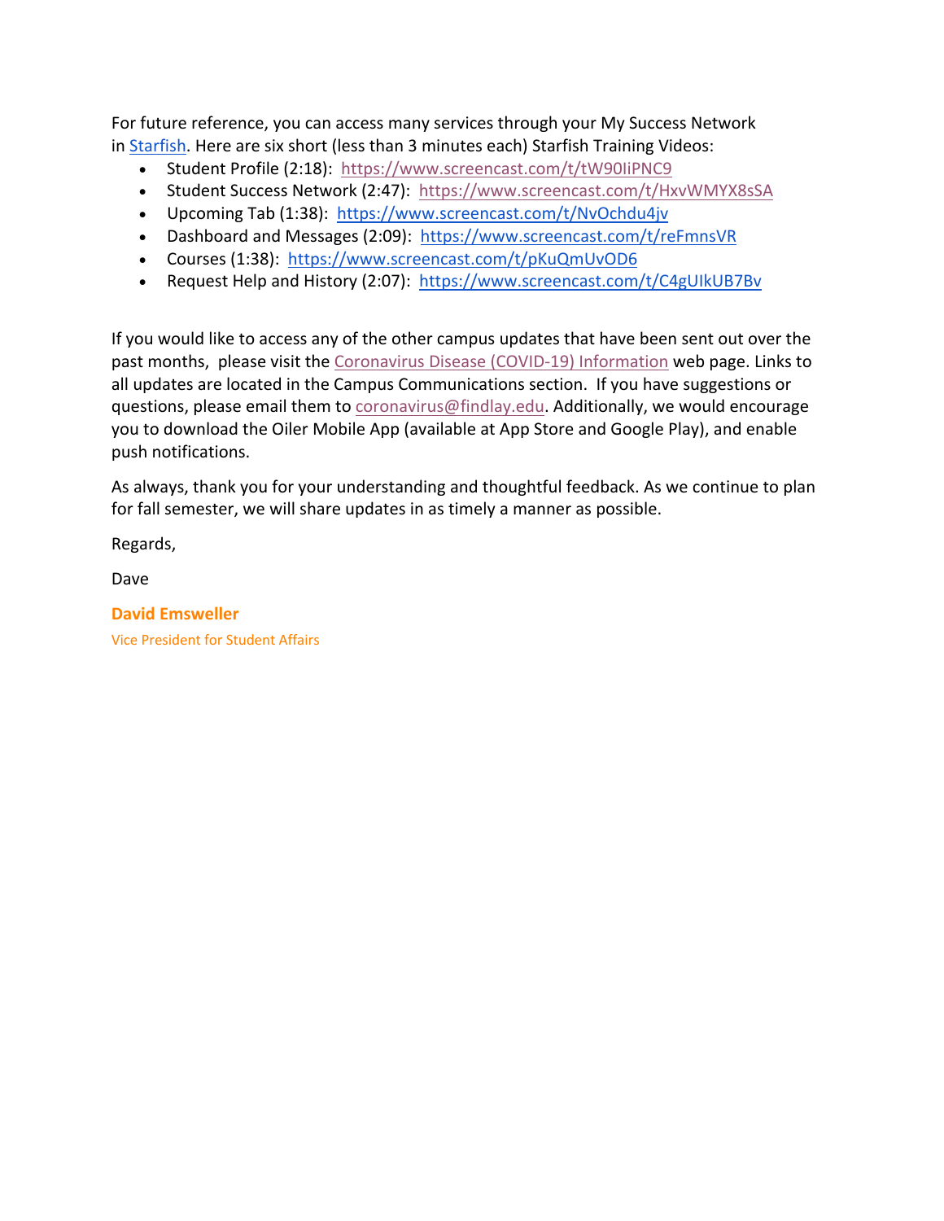For future reference, you can access many services through your My Success Network in Starfish. Here are six short (less than 3 minutes each) Starfish Training Videos:

- Student Profile (2:18): https://www.screencast.com/t/tW90IiPNC9
- Student Success Network (2:47): https://www.screencast.com/t/HxvWMYX8sSA
- Upcoming Tab (1:38): https://www.screencast.com/t/NvOchdu4jv
- Dashboard and Messages (2:09): https://www.screencast.com/t/reFmnsVR
- Courses (1:38): https://www.screencast.com/t/pKuQmUvOD6
- Request Help and History (2:07): https://www.screencast.com/t/C4gUIkUB7Bv

If you would like to access any of the other campus updates that have been sent out over the past months, please visit the Coronavirus Disease (COVID-19) Information web page. Links to all updates are located in the Campus Communications section. If you have suggestions or questions, please email them to coronavirus@findlay.edu. Additionally, we would encourage you to download the Oiler Mobile App (available at App Store and Google Play), and enable push notifications.

As always, thank you for your understanding and thoughtful feedback. As we continue to plan for fall semester, we will share updates in as timely a manner as possible.

Regards,

Dave

**David Emsweller**

Vice President for Student Affairs